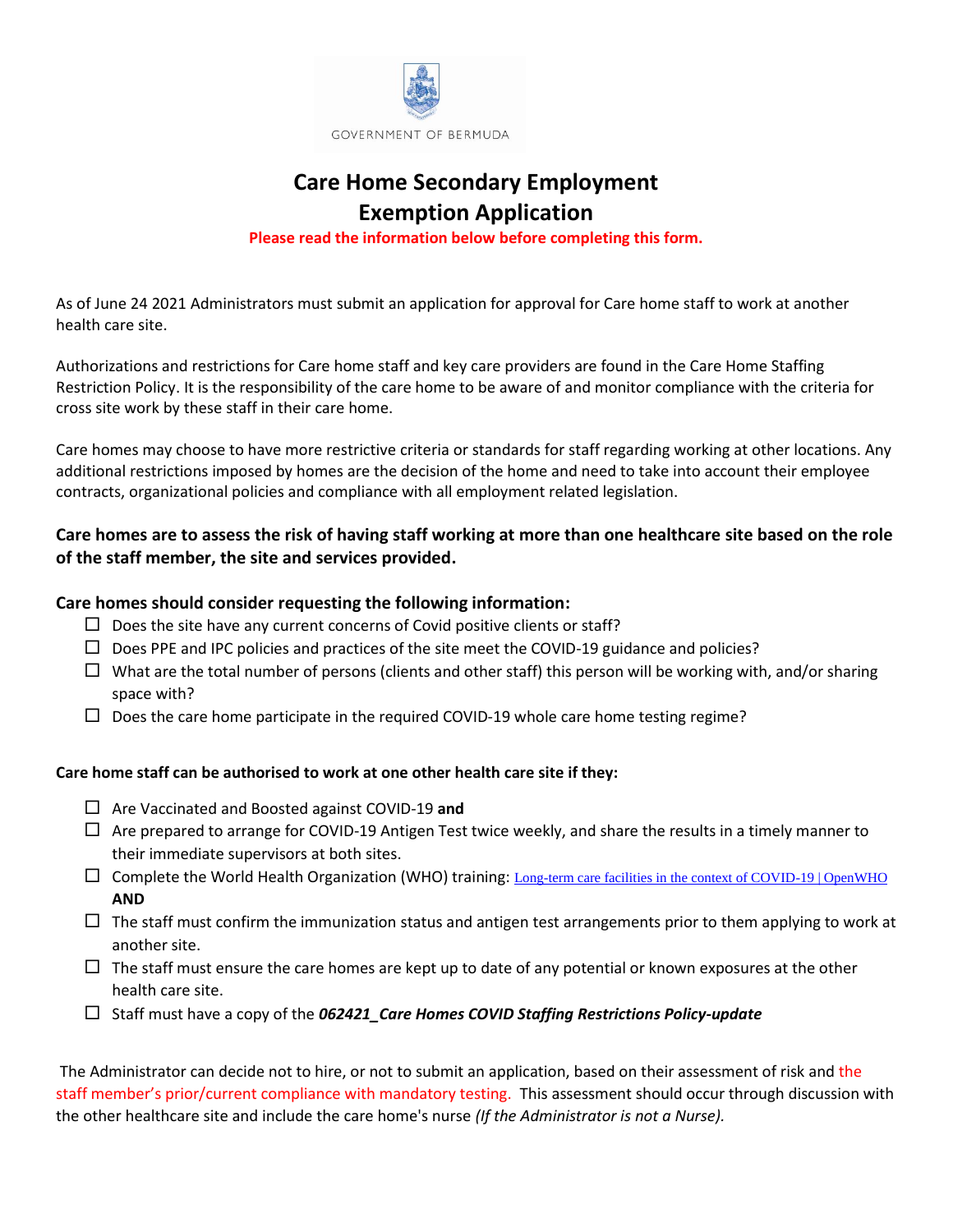GOVERNMENT OF BERMUDA

# Care Home Secondary Employment Exemption Application

**Please read the information below before completing this form.**

As of June 24 2021 Administrators must submit an application for approval for Care home staff to work at another health care site.

Authorizations and restrictions for Care home staff and key care providers are found in the Care Home Staffing Restriction Policy. It is the responsibility of the care home to be aware of and monitor compliance with the criteria for cross site work by these staff in their care home.

Care homes may choose to have more restrictive criteria or standards for staff regarding working at other locations. Any additional restrictions imposed by homes are the decision of the home and need to take into account their employee contracts, organizational policies and compliance with all employment related legislation.

**Care homes are to assess the risk of having staff working at more than one healthcare site based on the role of the staff member, the site and services provided.**

**Care homes should consider requesting the following information:**

- ☐ Does the site have any current concerns of Covid positive clients or staff?
- ☐ Does PPE and IPC policies and practices of the site meet the COVID-19 guidance and policies?
- ☐ What are the total number of persons (clients and other staff) this person will be working with, and/or sharing space with?
- ☐ Does the care home participate in the required COVID-19 whole care home testing regime?

**Care home staff can be authorised to work at one other health care site if they:**

- ☐ Are Vaccinated and Boosted against COVID-19 **and**
- ☐ Are prepared to arrange for COVID-19 Antigen Test twice weekly, and share the results in a timely manner to their immediate supervisors at both sites.
- ☐ Complete the World Health Organization (WHO) training: Long-term care facilities in the context of COVID-19 | OpenWHO **AND**
- ☐ The staff must confirm the immunization status and antigen test arrangements prior to them applying to work at another site.
- ☐ The staff must ensure the care homes are kept up to date of any potential or known exposures at the other health care site.
- ☐ Staff must have a copy of the ***062421_Care Homes COVID Staffing Restrictions Policy-update***

The Administrator can decide not to hire, or not to submit an application, based on their assessment of risk and the staff member's prior/current compliance with mandatory testing. This assessment should occur through discussion with the other healthcare site and include the care home's nurse *(If the Administrator is not a Nurse).*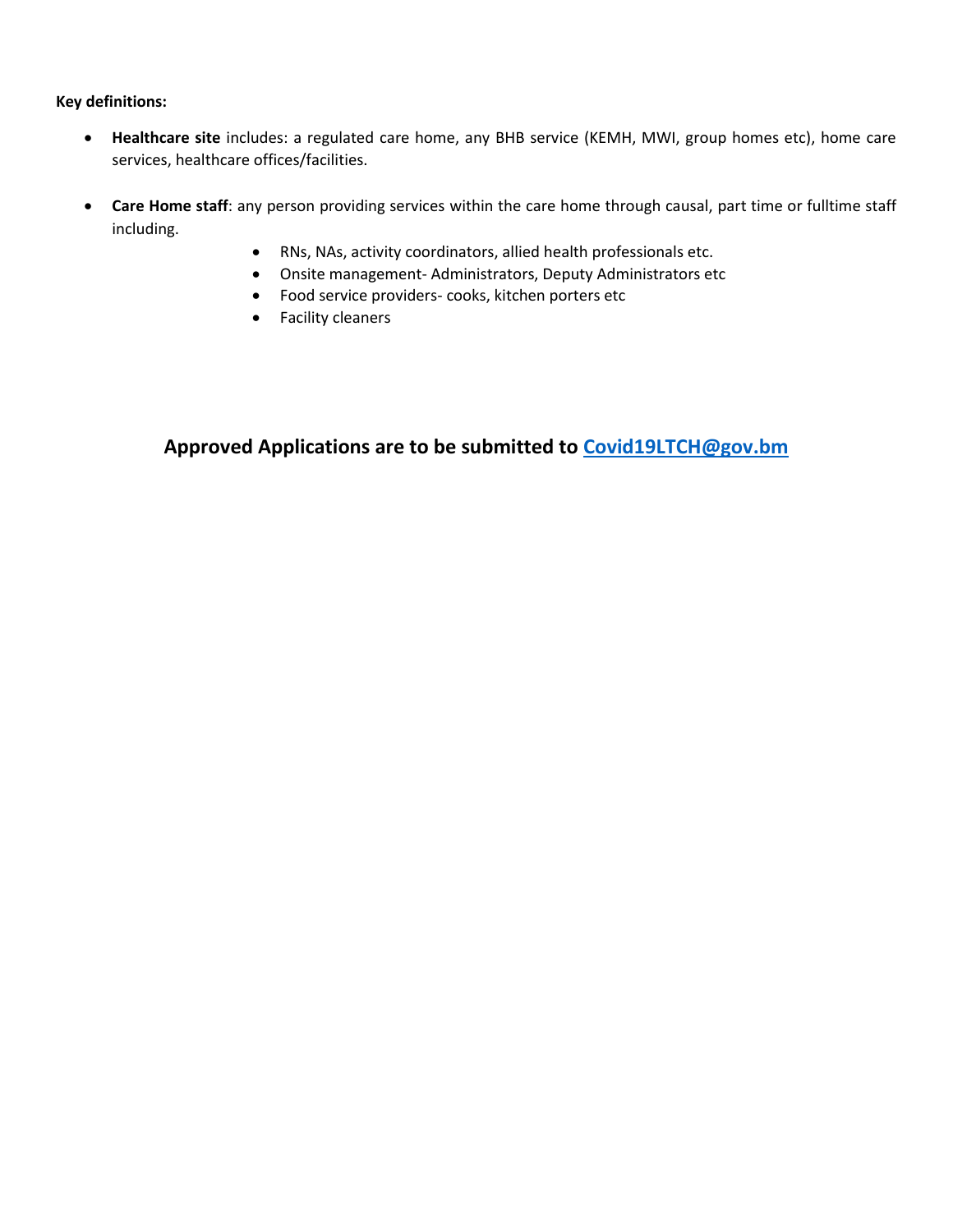**Key definitions:**

- **Healthcare site** includes: a regulated care home, any BHB service (KEMH, MWI, group homes etc), home care services, healthcare offices/facilities.

- **Care Home staff**: any person providing services within the care home through causal, part time or fulltime staff including.
    - RNs, NAs, activity coordinators, allied health professionals etc.
    - Onsite management- Administrators, Deputy Administrators etc
    - Food service providers- cooks, kitchen porters etc
    - Facility cleaners

**Approved Applications are to be submitted to [Covid19LTCH@gov.bm](mailto:Covid19LTCH@gov.bm)**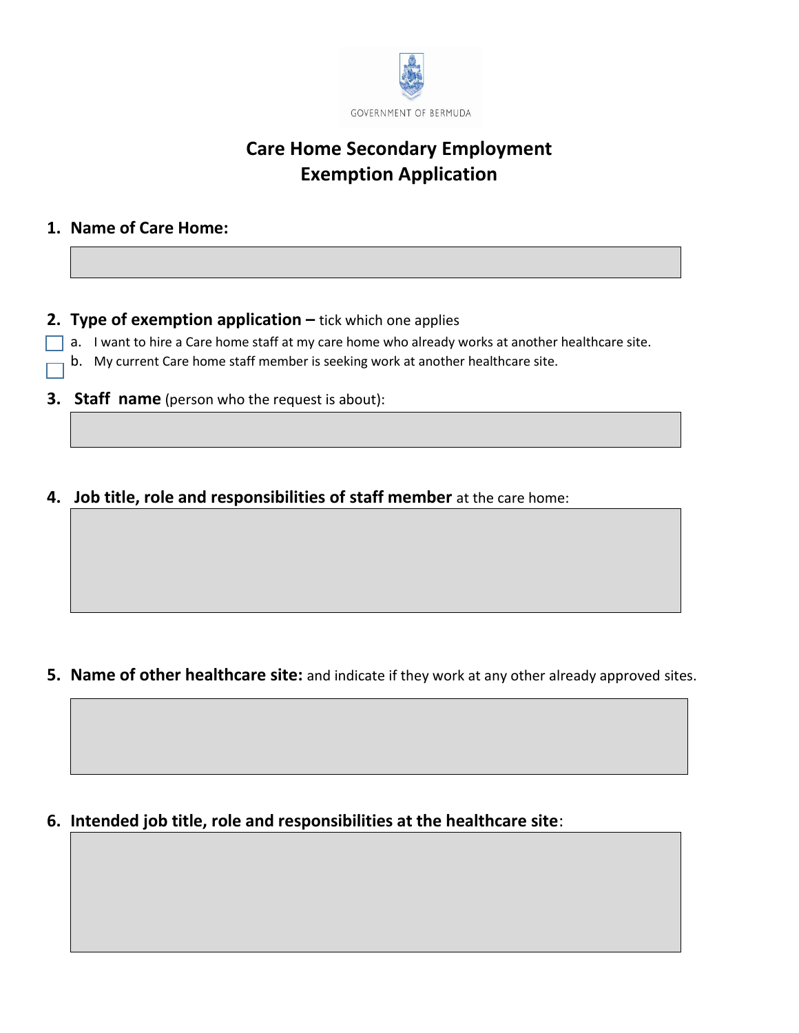GOVERNMENT OF BERMUDA

# Care Home Secondary Employment Exemption Application

1. **Name of Care Home:**

2. **Type of exemption application –** tick which one applies

   - ☐ a. I want to hire a Care home staff at my care home who already works at another healthcare site.
   - ☐ b. My current Care home staff member is seeking work at another healthcare site.

3. **Staff name** (person who the request is about):

4. **Job title, role and responsibilities of staff member** at the care home:

5. **Name of other healthcare site:** and indicate if they work at any other already approved sites.

6. **Intended job title, role and responsibilities at the healthcare site**: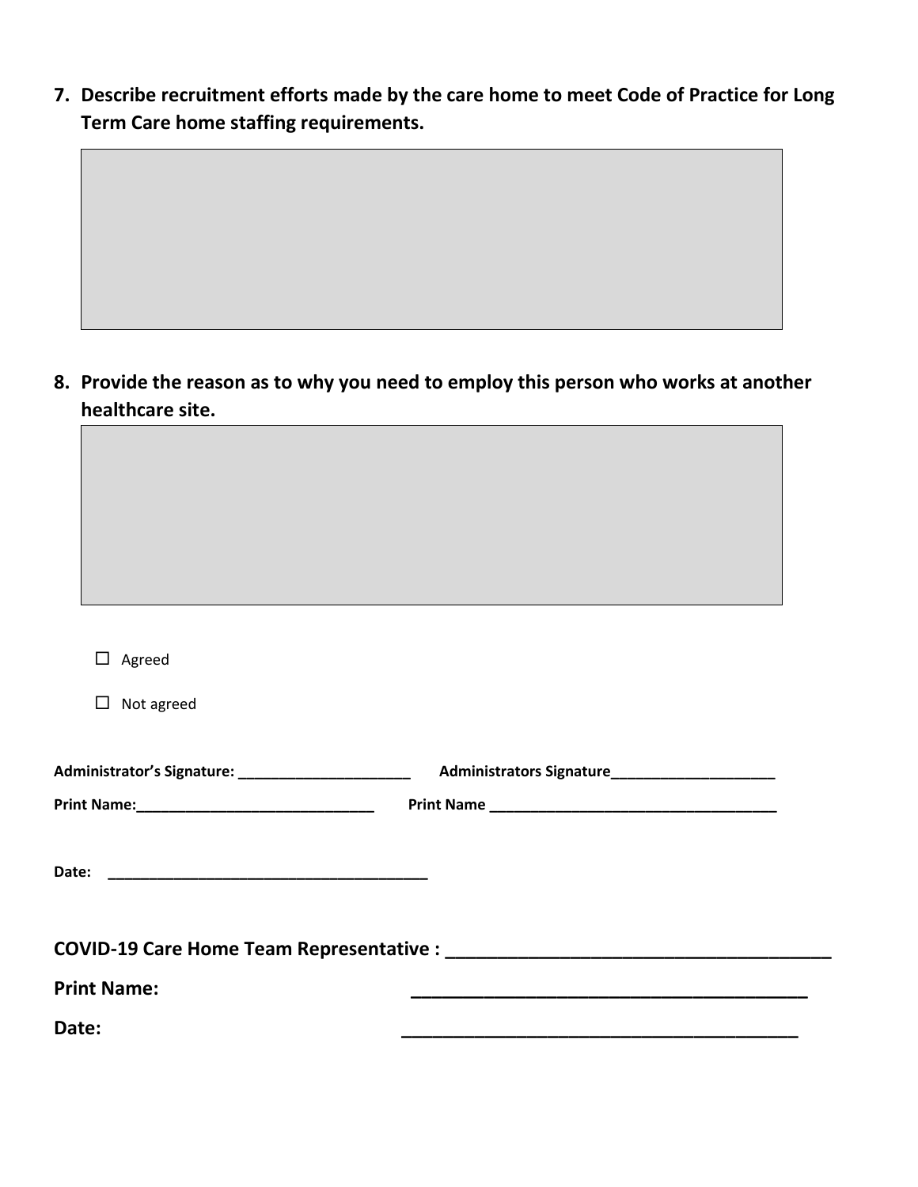7. **Describe recruitment efforts made by the care home to meet Code of Practice for Long Term Care home staffing requirements.**

| |
|---|
| |

8. **Provide the reason as to why you need to employ this person who works at another healthcare site.**

| |
|---|
| |

☐ Agreed

☐ Not agreed

**Administrator's Signature: ______________________** **Administrators Signature_____________________**

**Print Name:_______________________________** **Print Name _____________________________________**

**Date: _________________________________________**

**COVID-19 Care Home Team Representative : _______________________________________**

**Print Name: _________________________________________**

**Date: _________________________________________**